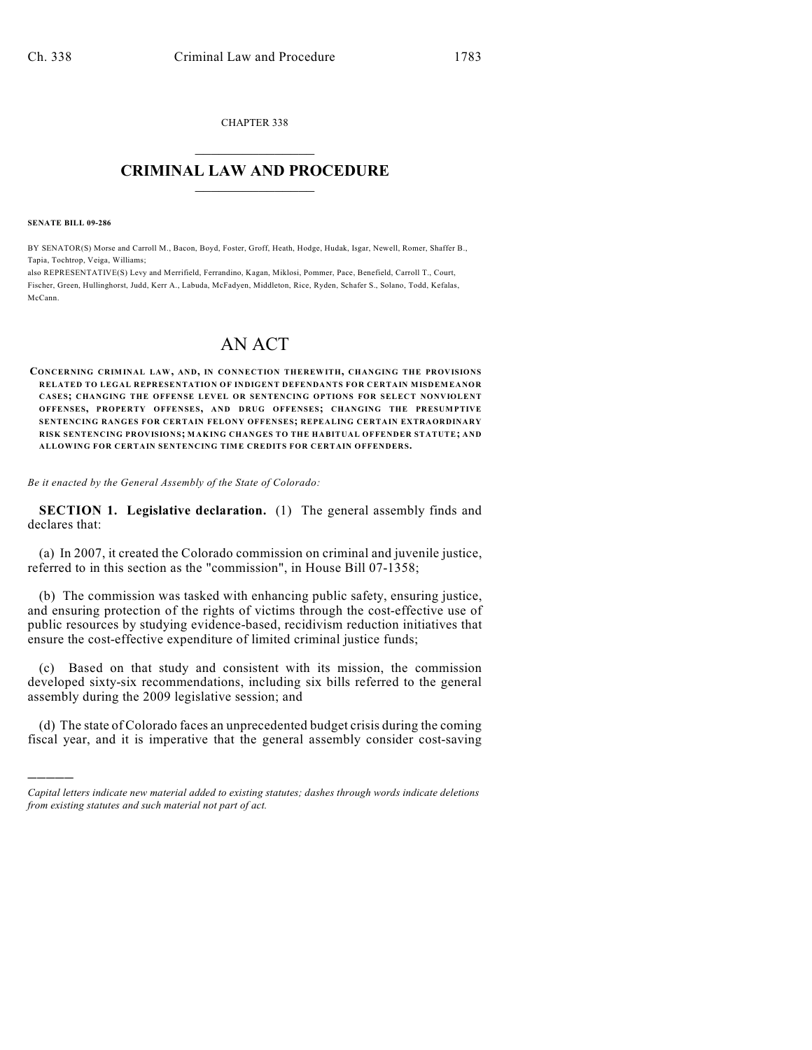CHAPTER 338

# CRIMINAL LAW AND PROCEDURE

**SENATE BILL 09-286**

BY SENATOR(S) Morse and Carroll M., Bacon, Boyd, Foster, Groff, Heath, Hodge, Hudak, Isgar, Newell, Romer, Shaffer B., Tapia, Tochtrop, Veiga, Williams;
also REPRESENTATIVE(S) Levy and Merrifield, Ferrandino, Kagan, Miklosi, Pommer, Pace, Benefield, Carroll T., Court, Fischer, Green, Hullinghorst, Judd, Kerr A., Labuda, McFadyen, Middleton, Rice, Ryden, Schafer S., Solano, Todd, Kefalas, McCann.

# AN ACT

**CONCERNING CRIMINAL LAW, AND, IN CONNECTION THEREWITH, CHANGING THE PROVISIONS RELATED TO LEGAL REPRESENTATION OF INDIGENT DEFENDANTS FOR CERTAIN MISDEMEANOR CASES; CHANGING THE OFFENSE LEVEL OR SENTENCING OPTIONS FOR SELECT NONVIOLENT OFFENSES, PROPERTY OFFENSES, AND DRUG OFFENSES; CHANGING THE PRESUMPTIVE SENTENCING RANGES FOR CERTAIN FELONY OFFENSES; REPEALING CERTAIN EXTRAORDINARY RISK SENTENCING PROVISIONS; MAKING CHANGES TO THE HABITUAL OFFENDER STATUTE; AND ALLOWING FOR CERTAIN SENTENCING TIME CREDITS FOR CERTAIN OFFENDERS.**

*Be it enacted by the General Assembly of the State of Colorado:*

**SECTION 1. Legislative declaration.** (1) The general assembly finds and declares that:

(a) In 2007, it created the Colorado commission on criminal and juvenile justice, referred to in this section as the "commission", in House Bill 07-1358;

(b) The commission was tasked with enhancing public safety, ensuring justice, and ensuring protection of the rights of victims through the cost-effective use of public resources by studying evidence-based, recidivism reduction initiatives that ensure the cost-effective expenditure of limited criminal justice funds;

(c) Based on that study and consistent with its mission, the commission developed sixty-six recommendations, including six bills referred to the general assembly during the 2009 legislative session; and

(d) The state of Colorado faces an unprecedented budget crisis during the coming fiscal year, and it is imperative that the general assembly consider cost-saving

---

*Capital letters indicate new material added to existing statutes; dashes through words indicate deletions from existing statutes and such material not part of act.*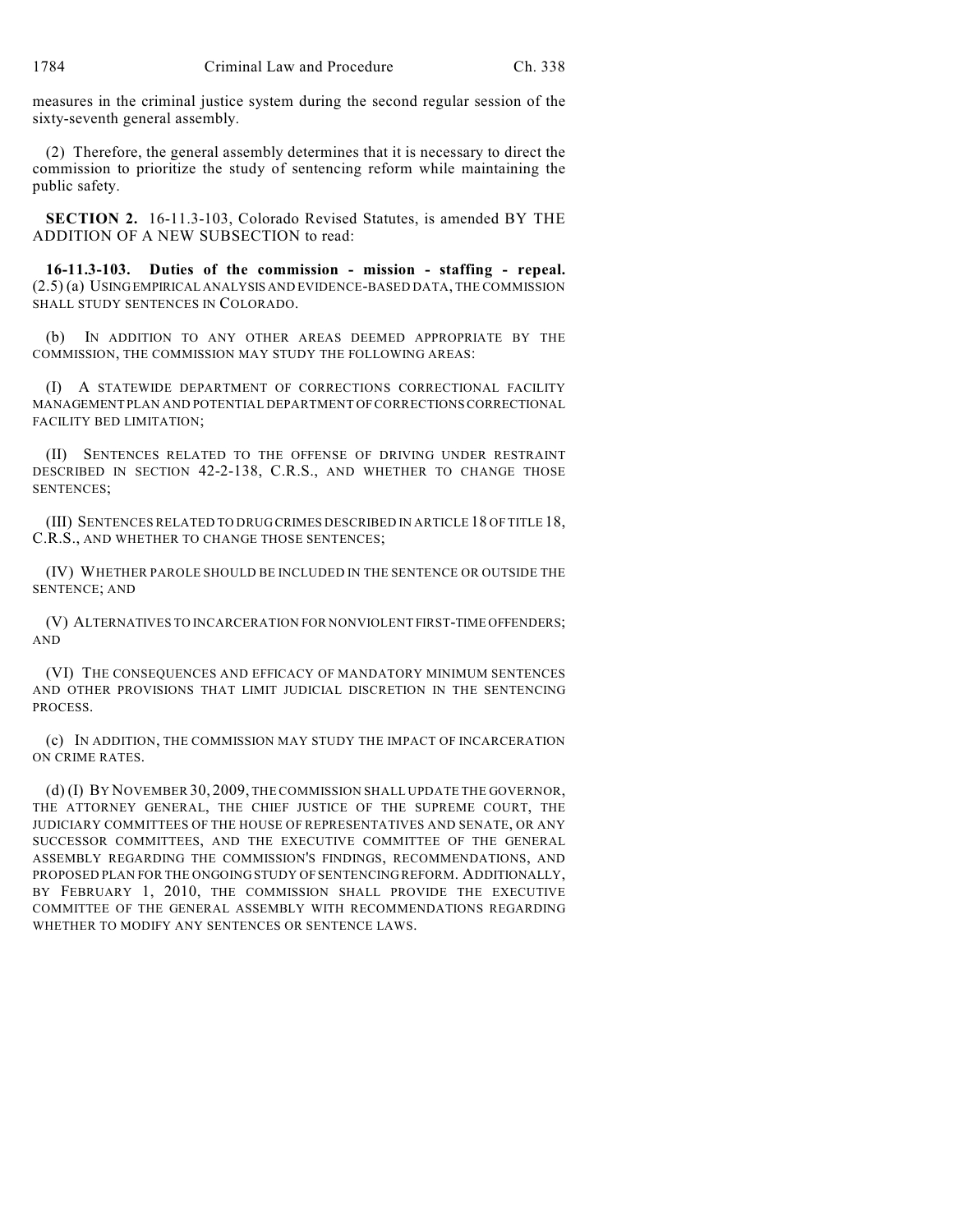measures in the criminal justice system during the second regular session of the sixty-seventh general assembly.

(2) Therefore, the general assembly determines that it is necessary to direct the commission to prioritize the study of sentencing reform while maintaining the public safety.

**SECTION 2.** 16-11.3-103, Colorado Revised Statutes, is amended BY THE ADDITION OF A NEW SUBSECTION to read:

**16-11.3-103. Duties of the commission - mission - staffing - repeal.** (2.5) (a) USING EMPIRICAL ANALYSIS AND EVIDENCE-BASED DATA, THE COMMISSION SHALL STUDY SENTENCES IN COLORADO.

(b) IN ADDITION TO ANY OTHER AREAS DEEMED APPROPRIATE BY THE COMMISSION, THE COMMISSION MAY STUDY THE FOLLOWING AREAS:

(I) A STATEWIDE DEPARTMENT OF CORRECTIONS CORRECTIONAL FACILITY MANAGEMENT PLAN AND POTENTIAL DEPARTMENT OF CORRECTIONS CORRECTIONAL FACILITY BED LIMITATION;

(II) SENTENCES RELATED TO THE OFFENSE OF DRIVING UNDER RESTRAINT DESCRIBED IN SECTION 42-2-138, C.R.S., AND WHETHER TO CHANGE THOSE SENTENCES;

(III) SENTENCES RELATED TO DRUG CRIMES DESCRIBED IN ARTICLE 18 OF TITLE 18, C.R.S., AND WHETHER TO CHANGE THOSE SENTENCES;

(IV) WHETHER PAROLE SHOULD BE INCLUDED IN THE SENTENCE OR OUTSIDE THE SENTENCE; AND

(V) ALTERNATIVES TO INCARCERATION FOR NONVIOLENT FIRST-TIME OFFENDERS; AND

(VI) THE CONSEQUENCES AND EFFICACY OF MANDATORY MINIMUM SENTENCES AND OTHER PROVISIONS THAT LIMIT JUDICIAL DISCRETION IN THE SENTENCING PROCESS.

(c) IN ADDITION, THE COMMISSION MAY STUDY THE IMPACT OF INCARCERATION ON CRIME RATES.

(d) (I) BY NOVEMBER 30, 2009, THE COMMISSION SHALL UPDATE THE GOVERNOR, THE ATTORNEY GENERAL, THE CHIEF JUSTICE OF THE SUPREME COURT, THE JUDICIARY COMMITTEES OF THE HOUSE OF REPRESENTATIVES AND SENATE, OR ANY SUCCESSOR COMMITTEES, AND THE EXECUTIVE COMMITTEE OF THE GENERAL ASSEMBLY REGARDING THE COMMISSION'S FINDINGS, RECOMMENDATIONS, AND PROPOSED PLAN FOR THE ONGOING STUDY OF SENTENCING REFORM. ADDITIONALLY, BY FEBRUARY 1, 2010, THE COMMISSION SHALL PROVIDE THE EXECUTIVE COMMITTEE OF THE GENERAL ASSEMBLY WITH RECOMMENDATIONS REGARDING WHETHER TO MODIFY ANY SENTENCES OR SENTENCE LAWS.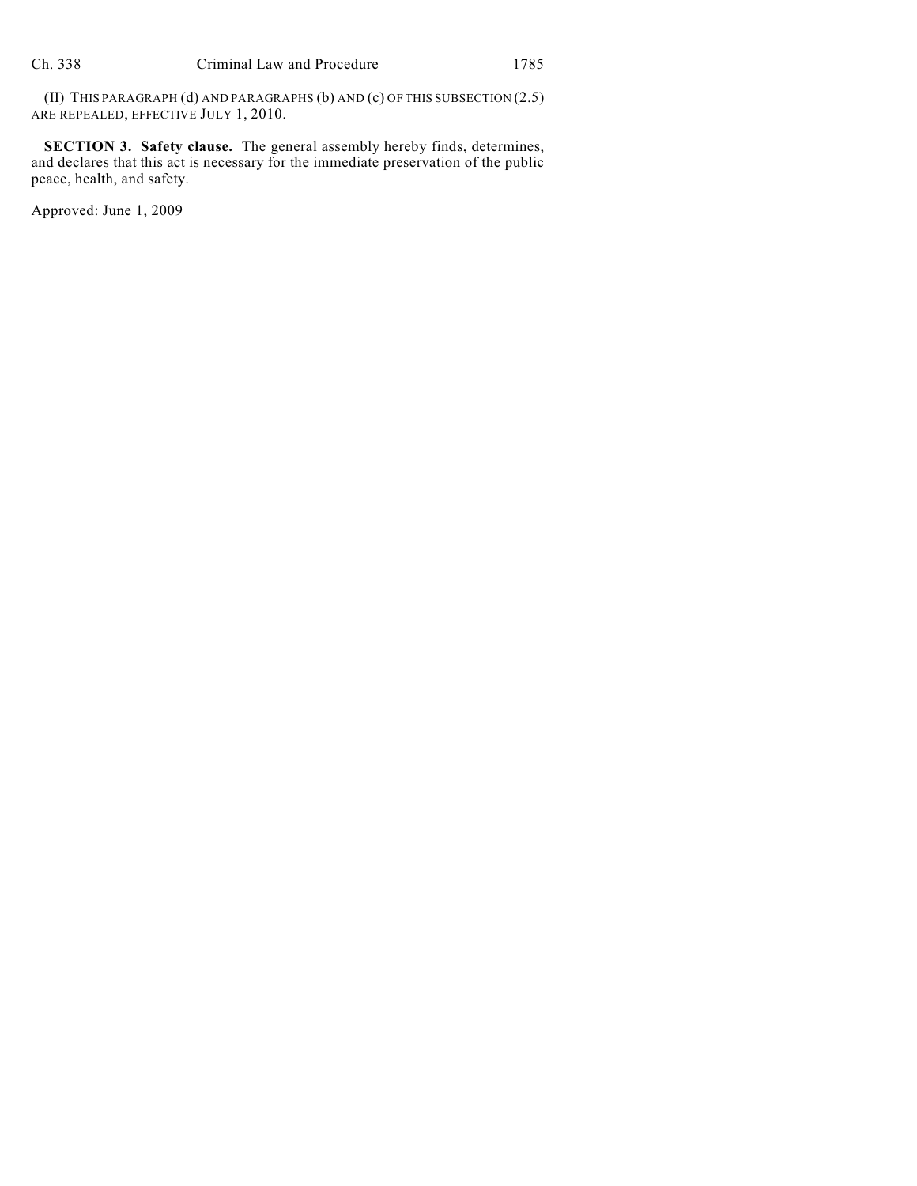(II) THIS PARAGRAPH (d) AND PARAGRAPHS (b) AND (c) OF THIS SUBSECTION (2.5) ARE REPEALED, EFFECTIVE JULY 1, 2010.

**SECTION 3. Safety clause.** The general assembly hereby finds, determines, and declares that this act is necessary for the immediate preservation of the public peace, health, and safety.

Approved: June 1, 2009